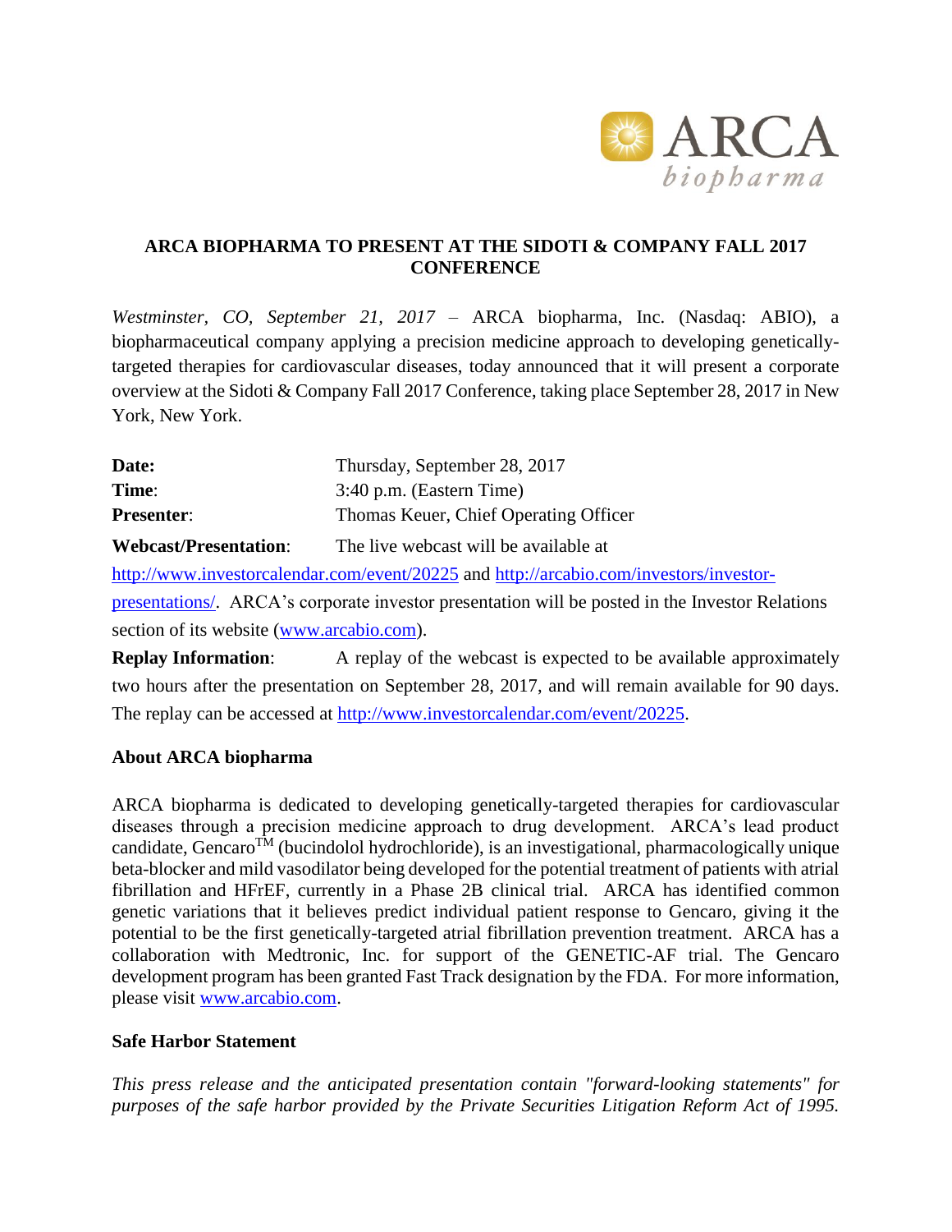# ARCA BIOPHARMA TO PRESENT AT THE SIDOTI & COMPANY FALL 2017 CONFERENCE

*Westminster, CO, September 21, 2017* – ARCA biopharma, Inc. (Nasdaq: ABIO), a biopharmaceutical company applying a precision medicine approach to developing genetically-targeted therapies for cardiovascular diseases, today announced that it will present a corporate overview at the Sidoti & Company Fall 2017 Conference, taking place September 28, 2017 in New York, New York.

**Date:** Thursday, September 28, 2017
**Time**: 3:40 p.m. (Eastern Time)
**Presenter**: Thomas Keuer, Chief Operating Officer

**Webcast/Presentation**: The live webcast will be available at http://www.investorcalendar.com/event/20225 and http://arcabio.com/investors/investor-presentations/. ARCA's corporate investor presentation will be posted in the Investor Relations section of its website (www.arcabio.com).

**Replay Information**: A replay of the webcast is expected to be available approximately two hours after the presentation on September 28, 2017, and will remain available for 90 days. The replay can be accessed at http://www.investorcalendar.com/event/20225.

## About ARCA biopharma

ARCA biopharma is dedicated to developing genetically-targeted therapies for cardiovascular diseases through a precision medicine approach to drug development. ARCA's lead product candidate, Gencaro™ (bucindolol hydrochloride), is an investigational, pharmacologically unique beta-blocker and mild vasodilator being developed for the potential treatment of patients with atrial fibrillation and HFrEF, currently in a Phase 2B clinical trial. ARCA has identified common genetic variations that it believes predict individual patient response to Gencaro, giving it the potential to be the first genetically-targeted atrial fibrillation prevention treatment. ARCA has a collaboration with Medtronic, Inc. for support of the GENETIC-AF trial. The Gencaro development program has been granted Fast Track designation by the FDA. For more information, please visit www.arcabio.com.

## Safe Harbor Statement

*This press release and the anticipated presentation contain "forward-looking statements" for purposes of the safe harbor provided by the Private Securities Litigation Reform Act of 1995.*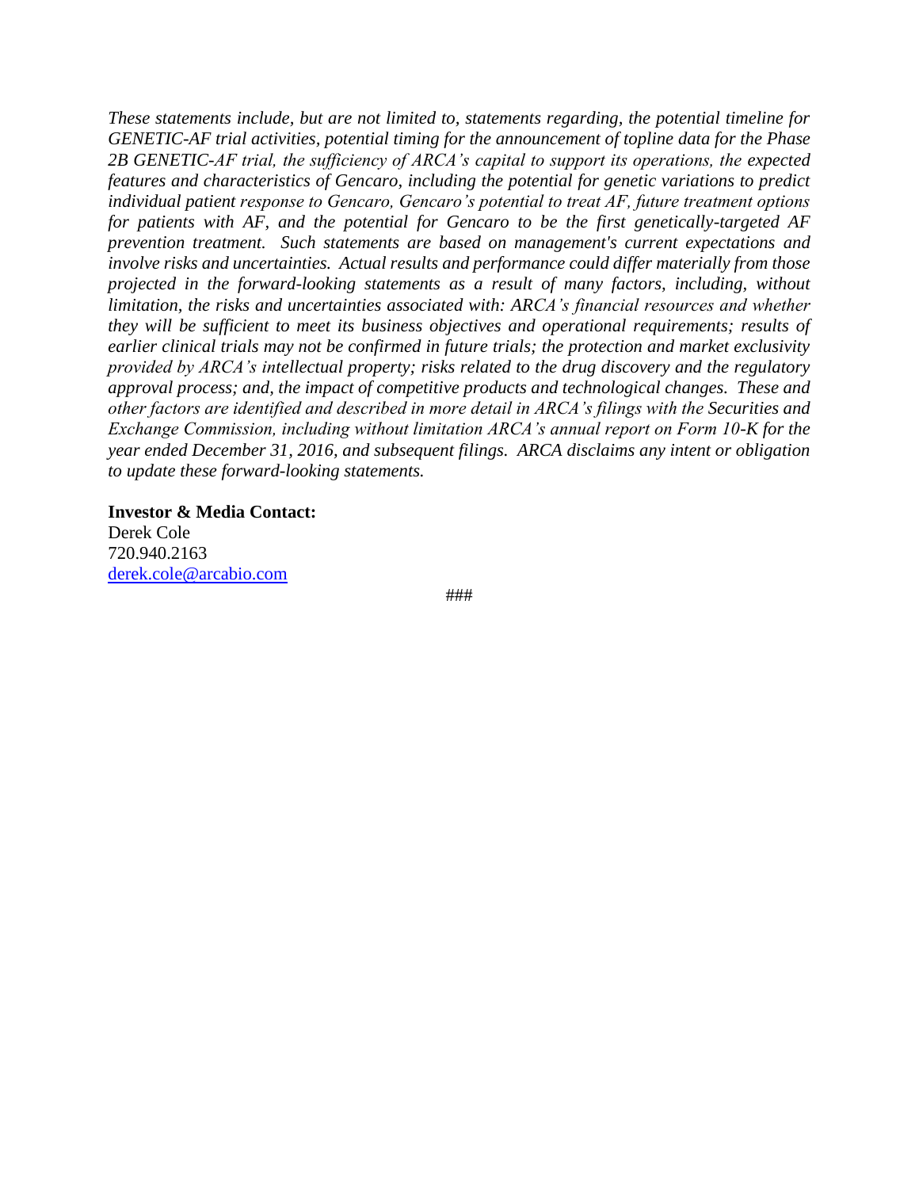*These statements include, but are not limited to, statements regarding, the potential timeline for GENETIC-AF trial activities, potential timing for the announcement of topline data for the Phase 2B GENETIC-AF trial, the sufficiency of ARCA's capital to support its operations, the expected features and characteristics of Gencaro, including the potential for genetic variations to predict individual patient response to Gencaro, Gencaro's potential to treat AF, future treatment options for patients with AF, and the potential for Gencaro to be the first genetically-targeted AF prevention treatment. Such statements are based on management's current expectations and involve risks and uncertainties. Actual results and performance could differ materially from those projected in the forward-looking statements as a result of many factors, including, without limitation, the risks and uncertainties associated with: ARCA's financial resources and whether they will be sufficient to meet its business objectives and operational requirements; results of earlier clinical trials may not be confirmed in future trials; the protection and market exclusivity provided by ARCA's intellectual property; risks related to the drug discovery and the regulatory approval process; and, the impact of competitive products and technological changes. These and other factors are identified and described in more detail in ARCA's filings with the Securities and Exchange Commission, including without limitation ARCA's annual report on Form 10-K for the year ended December 31, 2016, and subsequent filings. ARCA disclaims any intent or obligation to update these forward-looking statements.*

**Investor & Media Contact:**
Derek Cole
720.940.2163
[derek.cole@arcabio.com](mailto:derek.cole@arcabio.com)

###